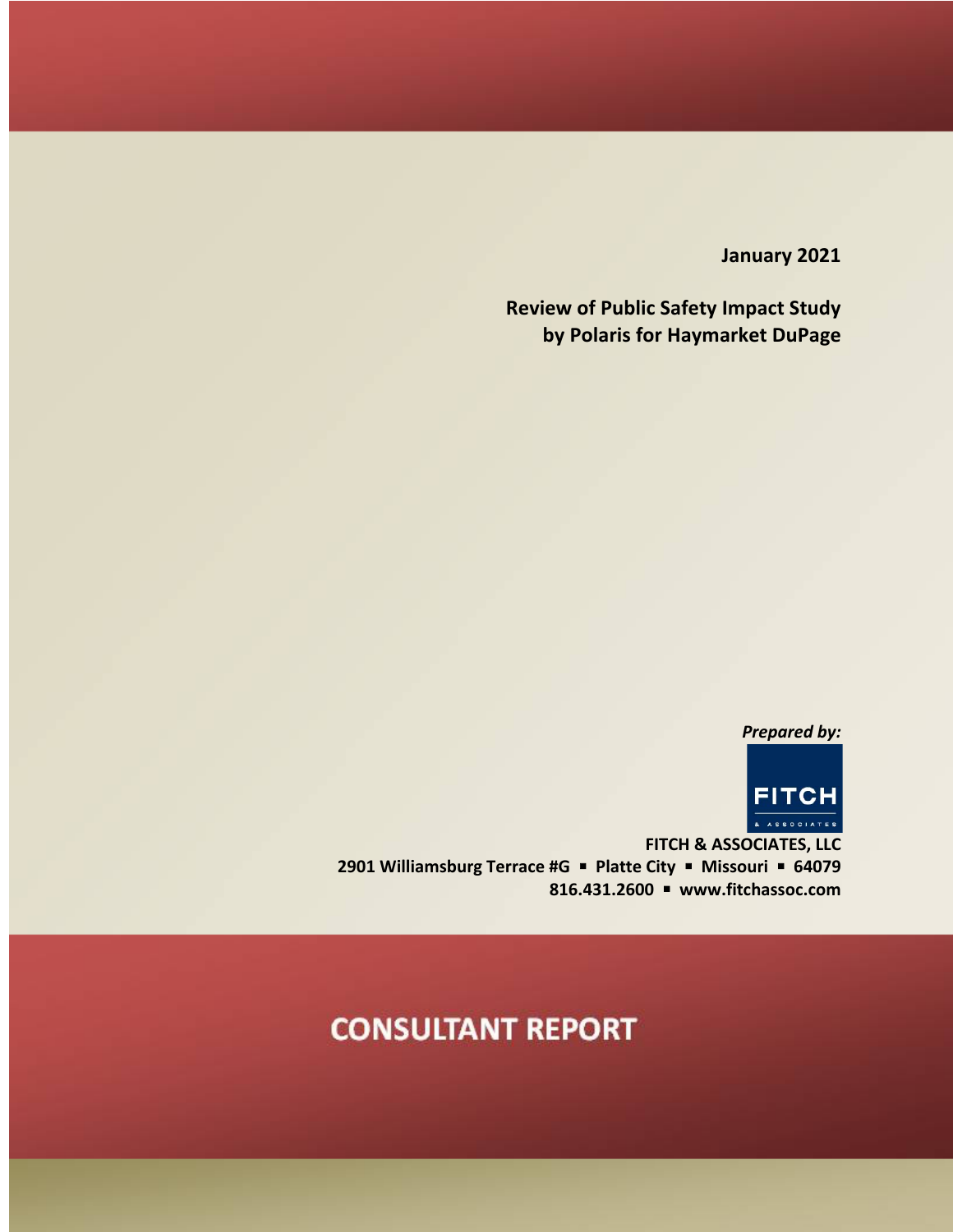January 2021

# Review of Public Safety Impact Study by Polaris for Haymarket DuPage

*Prepared by:*

FITCH & ASSOCIATES

**FITCH & ASSOCIATES, LLC**
**2901 Williamsburg Terrace #G ▪ Platte City ▪ Missouri ▪ 64079**
**816.431.2600 ▪ www.fitchassoc.com**

# CONSULTANT REPORT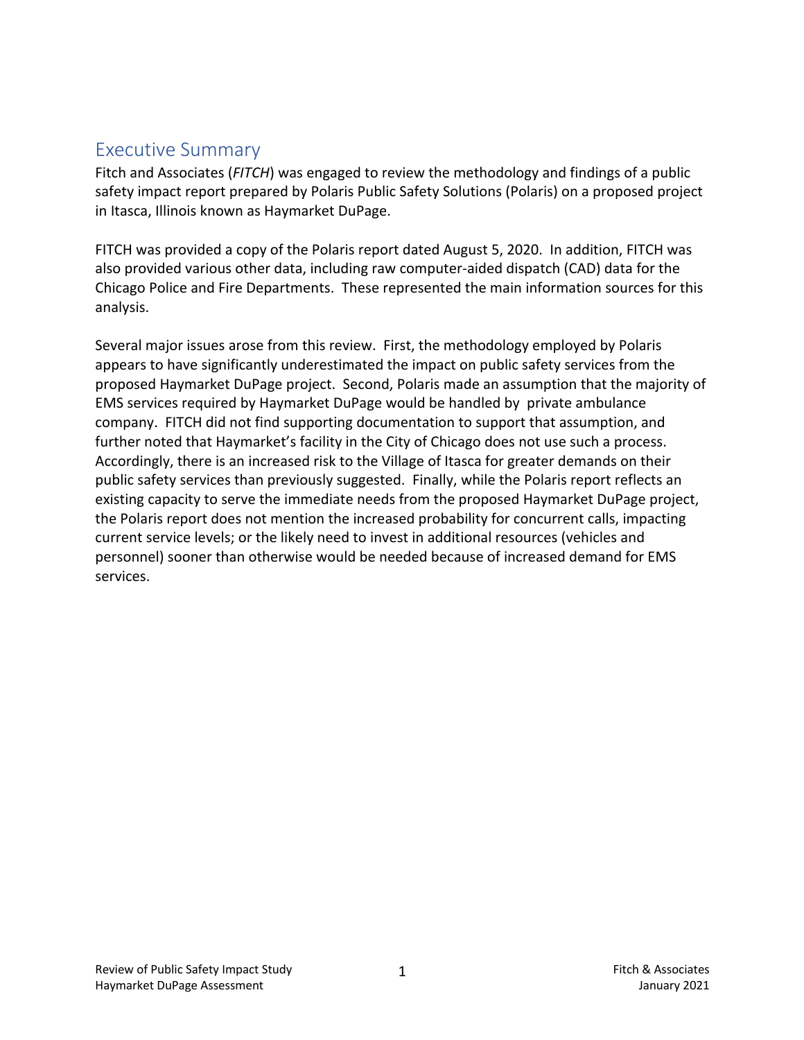# Executive Summary

Fitch and Associates (*FITCH*) was engaged to review the methodology and findings of a public safety impact report prepared by Polaris Public Safety Solutions (Polaris) on a proposed project in Itasca, Illinois known as Haymarket DuPage.

FITCH was provided a copy of the Polaris report dated August 5, 2020. In addition, FITCH was also provided various other data, including raw computer-aided dispatch (CAD) data for the Chicago Police and Fire Departments. These represented the main information sources for this analysis.

Several major issues arose from this review. First, the methodology employed by Polaris appears to have significantly underestimated the impact on public safety services from the proposed Haymarket DuPage project. Second, Polaris made an assumption that the majority of EMS services required by Haymarket DuPage would be handled by private ambulance company. FITCH did not find supporting documentation to support that assumption, and further noted that Haymarket's facility in the City of Chicago does not use such a process. Accordingly, there is an increased risk to the Village of Itasca for greater demands on their public safety services than previously suggested. Finally, while the Polaris report reflects an existing capacity to serve the immediate needs from the proposed Haymarket DuPage project, the Polaris report does not mention the increased probability for concurrent calls, impacting current service levels; or the likely need to invest in additional resources (vehicles and personnel) sooner than otherwise would be needed because of increased demand for EMS services.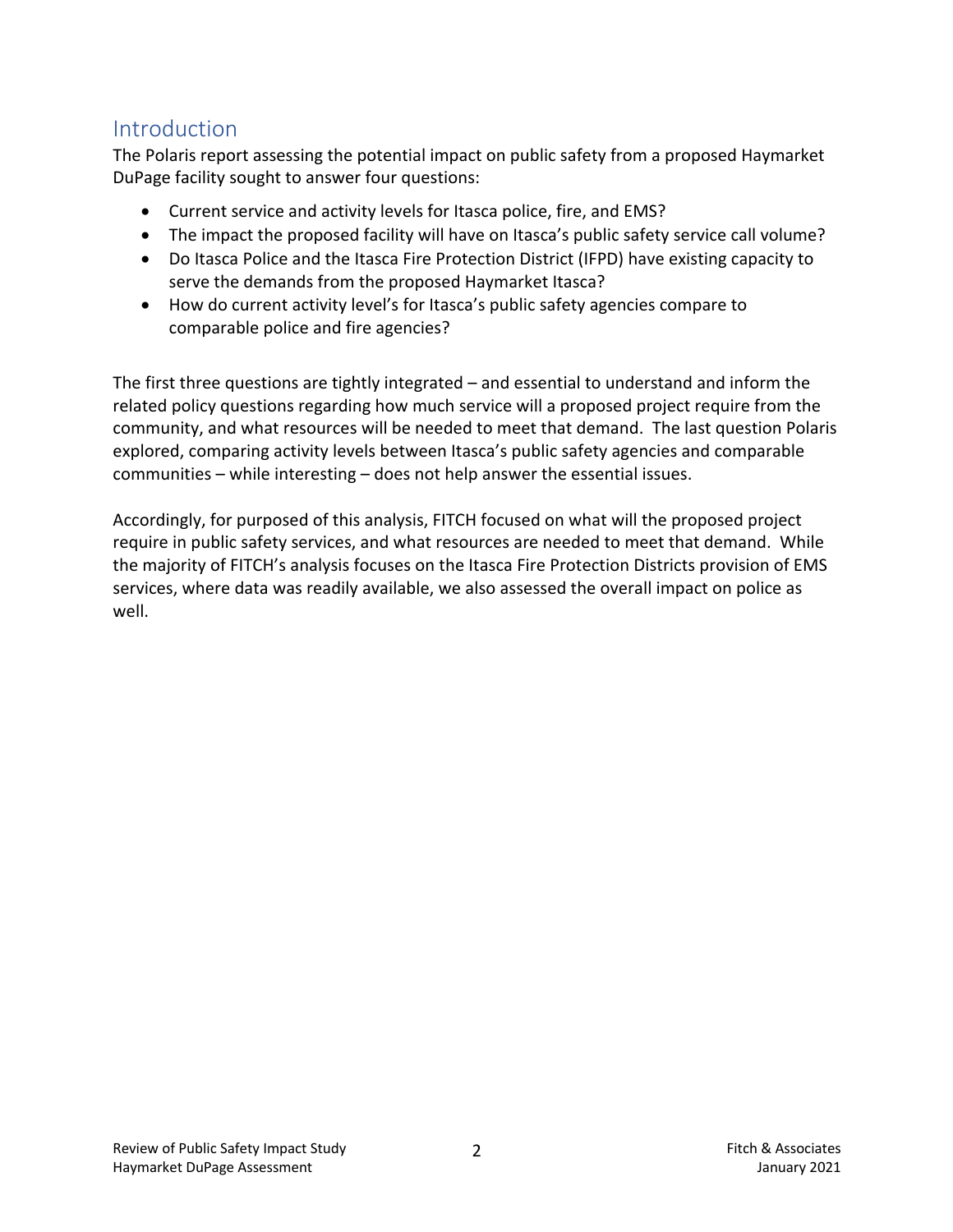## Introduction

The Polaris report assessing the potential impact on public safety from a proposed Haymarket DuPage facility sought to answer four questions:

- Current service and activity levels for Itasca police, fire, and EMS?
- The impact the proposed facility will have on Itasca's public safety service call volume?
- Do Itasca Police and the Itasca Fire Protection District (IFPD) have existing capacity to serve the demands from the proposed Haymarket Itasca?
- How do current activity level's for Itasca's public safety agencies compare to comparable police and fire agencies?

The first three questions are tightly integrated – and essential to understand and inform the related policy questions regarding how much service will a proposed project require from the community, and what resources will be needed to meet that demand. The last question Polaris explored, comparing activity levels between Itasca's public safety agencies and comparable communities – while interesting – does not help answer the essential issues.

Accordingly, for purposed of this analysis, FITCH focused on what will the proposed project require in public safety services, and what resources are needed to meet that demand. While the majority of FITCH's analysis focuses on the Itasca Fire Protection Districts provision of EMS services, where data was readily available, we also assessed the overall impact on police as well.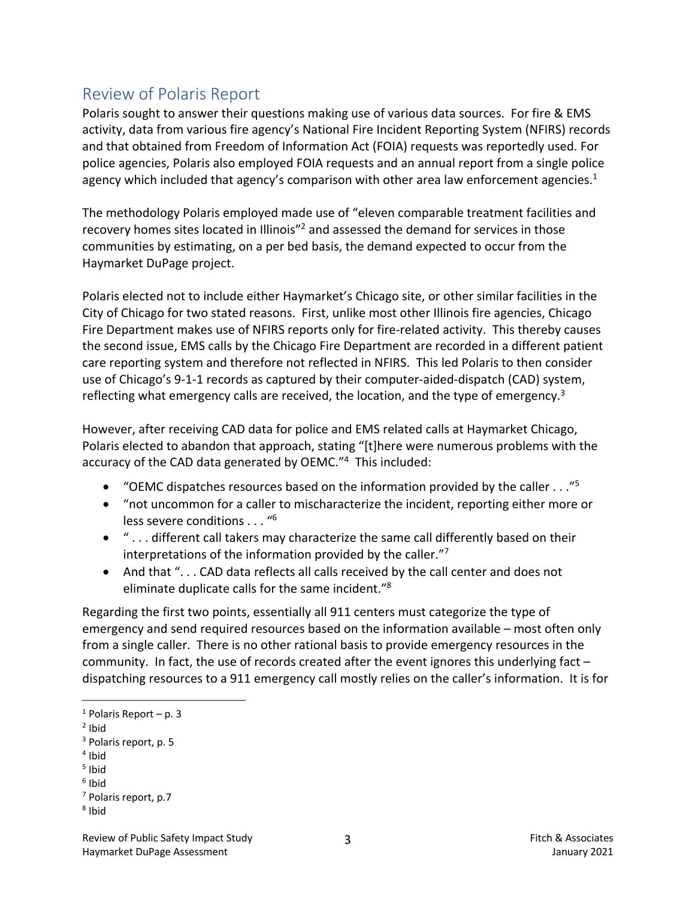## Review of Polaris Report

Polaris sought to answer their questions making use of various data sources. For fire & EMS activity, data from various fire agency's National Fire Incident Reporting System (NFIRS) records and that obtained from Freedom of Information Act (FOIA) requests was reportedly used. For police agencies, Polaris also employed FOIA requests and an annual report from a single police agency which included that agency's comparison with other area law enforcement agencies.[1]

The methodology Polaris employed made use of "eleven comparable treatment facilities and recovery homes sites located in Illinois"[2] and assessed the demand for services in those communities by estimating, on a per bed basis, the demand expected to occur from the Haymarket DuPage project.

Polaris elected not to include either Haymarket's Chicago site, or other similar facilities in the City of Chicago for two stated reasons. First, unlike most other Illinois fire agencies, Chicago Fire Department makes use of NFIRS reports only for fire-related activity. This thereby causes the second issue, EMS calls by the Chicago Fire Department are recorded in a different patient care reporting system and therefore not reflected in NFIRS. This led Polaris to then consider use of Chicago's 9-1-1 records as captured by their computer-aided-dispatch (CAD) system, reflecting what emergency calls are received, the location, and the type of emergency.[3]

However, after receiving CAD data for police and EMS related calls at Haymarket Chicago, Polaris elected to abandon that approach, stating "[t]here were numerous problems with the accuracy of the CAD data generated by OEMC."[4] This included:

- "OEMC dispatches resources based on the information provided by the caller . . ."[5]
- "not uncommon for a caller to mischaracterize the incident, reporting either more or less severe conditions . . . "[6]
- " . . . different call takers may characterize the same call differently based on their interpretations of the information provided by the caller."[7]
- And that ". . . CAD data reflects all calls received by the call center and does not eliminate duplicate calls for the same incident."[8]

Regarding the first two points, essentially all 911 centers must categorize the type of emergency and send required resources based on the information available – most often only from a single caller. There is no other rational basis to provide emergency resources in the community. In fact, the use of records created after the event ignores this underlying fact – dispatching resources to a 911 emergency call mostly relies on the caller's information. It is for

[1] Polaris Report – p. 3
[2] Ibid
[3] Polaris report, p. 5
[4] Ibid
[5] Ibid
[6] Ibid
[7] Polaris report, p.7
[8] Ibid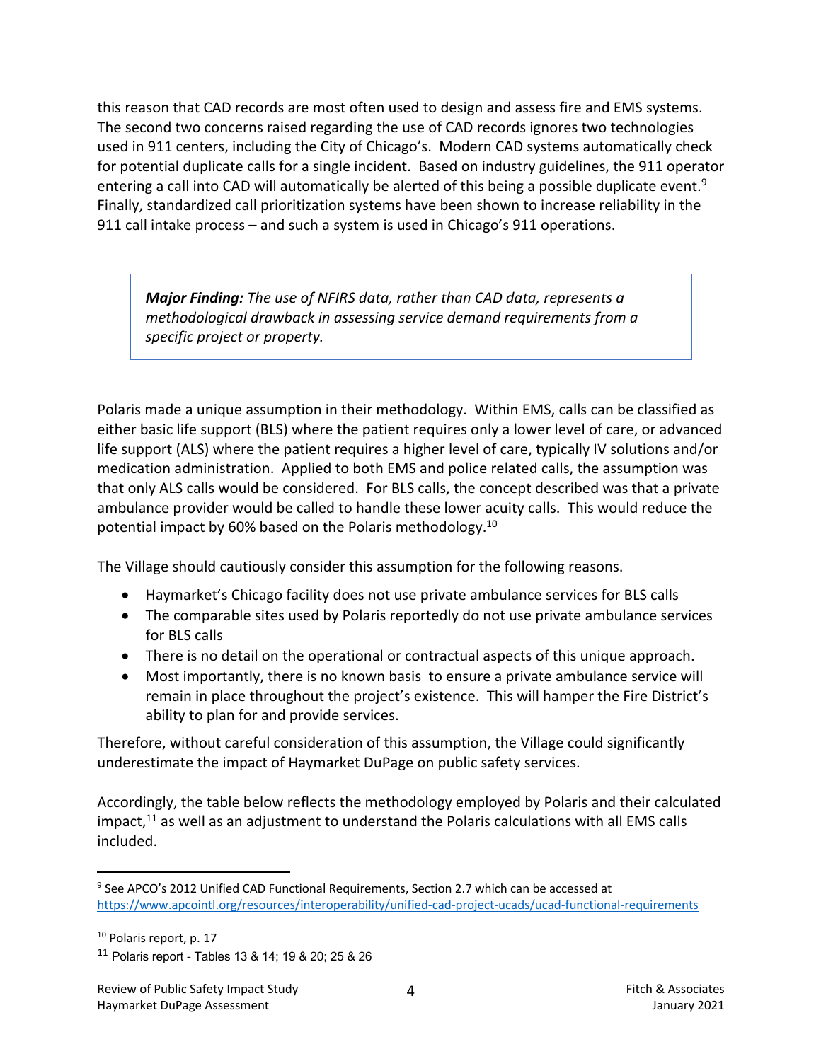this reason that CAD records are most often used to design and assess fire and EMS systems. The second two concerns raised regarding the use of CAD records ignores two technologies used in 911 centers, including the City of Chicago's. Modern CAD systems automatically check for potential duplicate calls for a single incident. Based on industry guidelines, the 911 operator entering a call into CAD will automatically be alerted of this being a possible duplicate event.[9] Finally, standardized call prioritization systems have been shown to increase reliability in the 911 call intake process – and such a system is used in Chicago's 911 operations.

> ***Major Finding:*** *The use of NFIRS data, rather than CAD data, represents a methodological drawback in assessing service demand requirements from a specific project or property.*

Polaris made a unique assumption in their methodology. Within EMS, calls can be classified as either basic life support (BLS) where the patient requires only a lower level of care, or advanced life support (ALS) where the patient requires a higher level of care, typically IV solutions and/or medication administration. Applied to both EMS and police related calls, the assumption was that only ALS calls would be considered. For BLS calls, the concept described was that a private ambulance provider would be called to handle these lower acuity calls. This would reduce the potential impact by 60% based on the Polaris methodology.[10]

The Village should cautiously consider this assumption for the following reasons.

- Haymarket's Chicago facility does not use private ambulance services for BLS calls
- The comparable sites used by Polaris reportedly do not use private ambulance services for BLS calls
- There is no detail on the operational or contractual aspects of this unique approach.
- Most importantly, there is no known basis to ensure a private ambulance service will remain in place throughout the project's existence. This will hamper the Fire District's ability to plan for and provide services.

Therefore, without careful consideration of this assumption, the Village could significantly underestimate the impact of Haymarket DuPage on public safety services.

Accordingly, the table below reflects the methodology employed by Polaris and their calculated impact,[11] as well as an adjustment to understand the Polaris calculations with all EMS calls included.

---

[9] See APCO's 2012 Unified CAD Functional Requirements, Section 2.7 which can be accessed at https://www.apcointl.org/resources/interoperability/unified-cad-project-ucads/ucad-functional-requirements

[10] Polaris report, p. 17

[11] Polaris report - Tables 13 & 14; 19 & 20; 25 & 26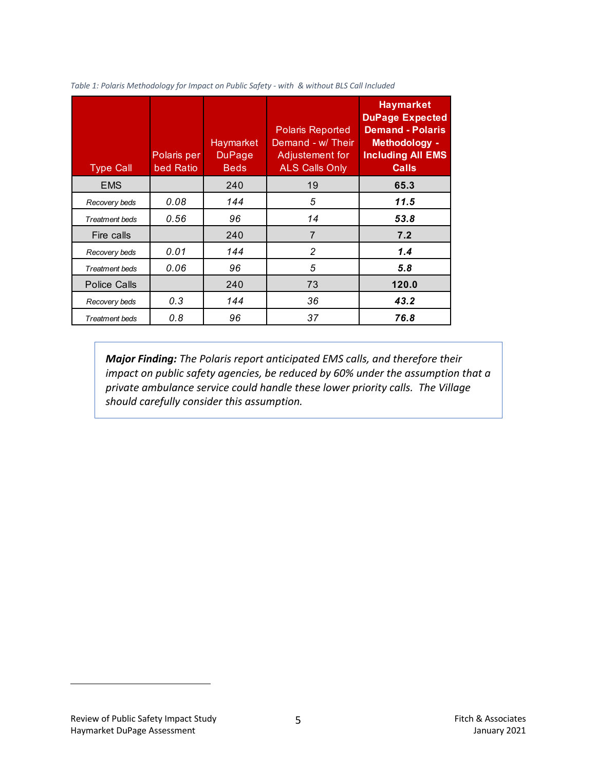*Table 1: Polaris Methodology for Impact on Public Safety - with & without BLS Call Included*

| Type Call | Polaris per bed Ratio | Haymarket DuPage Beds | Polaris Reported Demand - w/ Their Adjustement for ALS Calls Only | **Haymarket DuPage Expected Demand - Polaris Methodology - Including All EMS Calls** |
|---|---|---|---|---|
| EMS | | 240 | 19 | **65.3** |
| *Recovery beds* | *0.08* | *144* | *5* | ***11.5*** |
| *Treatment beds* | *0.56* | *96* | *14* | ***53.8*** |
| Fire calls | | 240 | 7 | **7.2** |
| *Recovery beds* | *0.01* | *144* | *2* | ***1.4*** |
| *Treatment beds* | *0.06* | *96* | *5* | ***5.8*** |
| Police Calls | | 240 | 73 | **120.0** |
| *Recovery beds* | *0.3* | *144* | *36* | ***43.2*** |
| *Treatment beds* | *0.8* | *96* | *37* | ***76.8*** |

> ***Major Finding:*** *The Polaris report anticipated EMS calls, and therefore their impact on public safety agencies, be reduced by 60% under the assumption that a private ambulance service could handle these lower priority calls. The Village should carefully consider this assumption.*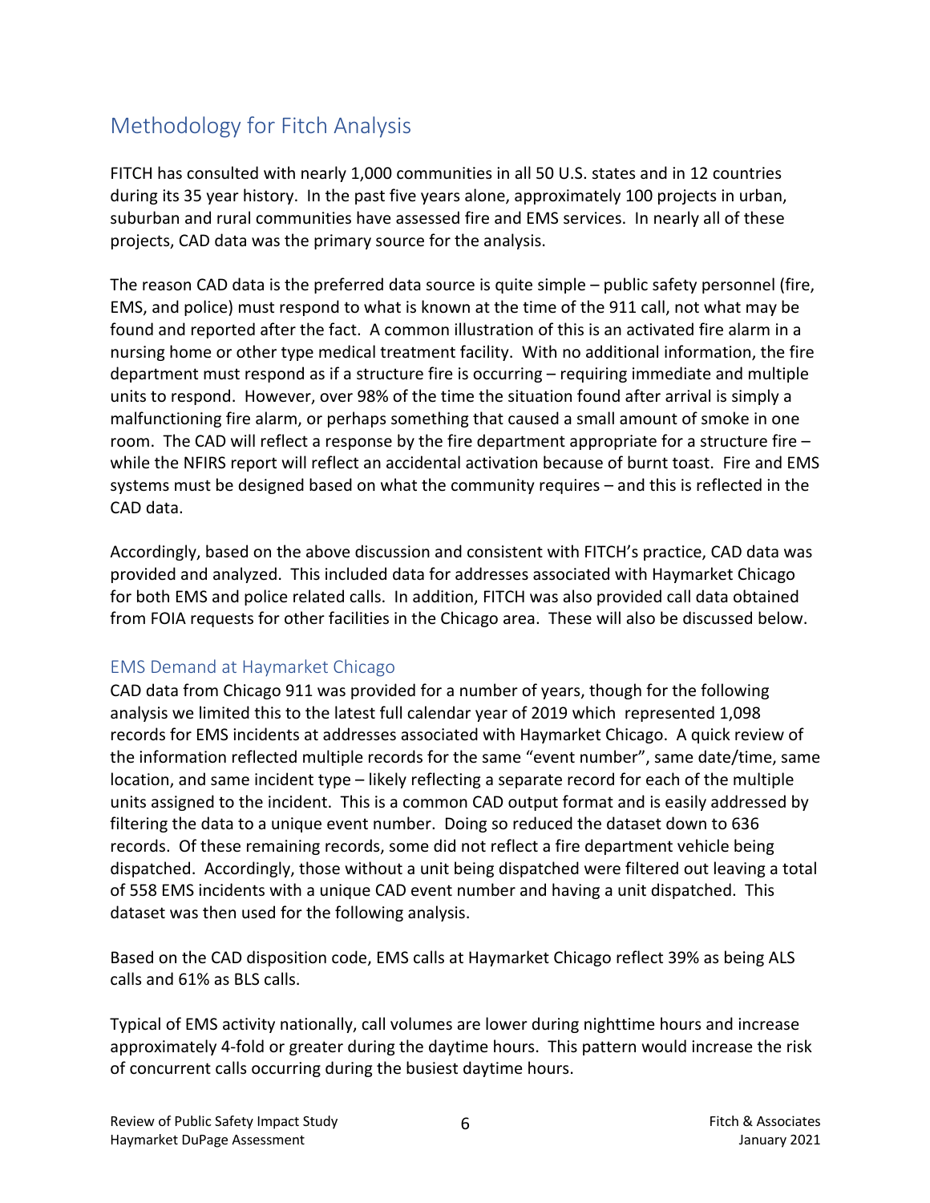## Methodology for Fitch Analysis

FITCH has consulted with nearly 1,000 communities in all 50 U.S. states and in 12 countries during its 35 year history. In the past five years alone, approximately 100 projects in urban, suburban and rural communities have assessed fire and EMS services. In nearly all of these projects, CAD data was the primary source for the analysis.

The reason CAD data is the preferred data source is quite simple – public safety personnel (fire, EMS, and police) must respond to what is known at the time of the 911 call, not what may be found and reported after the fact. A common illustration of this is an activated fire alarm in a nursing home or other type medical treatment facility. With no additional information, the fire department must respond as if a structure fire is occurring – requiring immediate and multiple units to respond. However, over 98% of the time the situation found after arrival is simply a malfunctioning fire alarm, or perhaps something that caused a small amount of smoke in one room. The CAD will reflect a response by the fire department appropriate for a structure fire – while the NFIRS report will reflect an accidental activation because of burnt toast. Fire and EMS systems must be designed based on what the community requires – and this is reflected in the CAD data.

Accordingly, based on the above discussion and consistent with FITCH's practice, CAD data was provided and analyzed. This included data for addresses associated with Haymarket Chicago for both EMS and police related calls. In addition, FITCH was also provided call data obtained from FOIA requests for other facilities in the Chicago area. These will also be discussed below.

### EMS Demand at Haymarket Chicago

CAD data from Chicago 911 was provided for a number of years, though for the following analysis we limited this to the latest full calendar year of 2019 which represented 1,098 records for EMS incidents at addresses associated with Haymarket Chicago. A quick review of the information reflected multiple records for the same "event number", same date/time, same location, and same incident type – likely reflecting a separate record for each of the multiple units assigned to the incident. This is a common CAD output format and is easily addressed by filtering the data to a unique event number. Doing so reduced the dataset down to 636 records. Of these remaining records, some did not reflect a fire department vehicle being dispatched. Accordingly, those without a unit being dispatched were filtered out leaving a total of 558 EMS incidents with a unique CAD event number and having a unit dispatched. This dataset was then used for the following analysis.

Based on the CAD disposition code, EMS calls at Haymarket Chicago reflect 39% as being ALS calls and 61% as BLS calls.

Typical of EMS activity nationally, call volumes are lower during nighttime hours and increase approximately 4-fold or greater during the daytime hours. This pattern would increase the risk of concurrent calls occurring during the busiest daytime hours.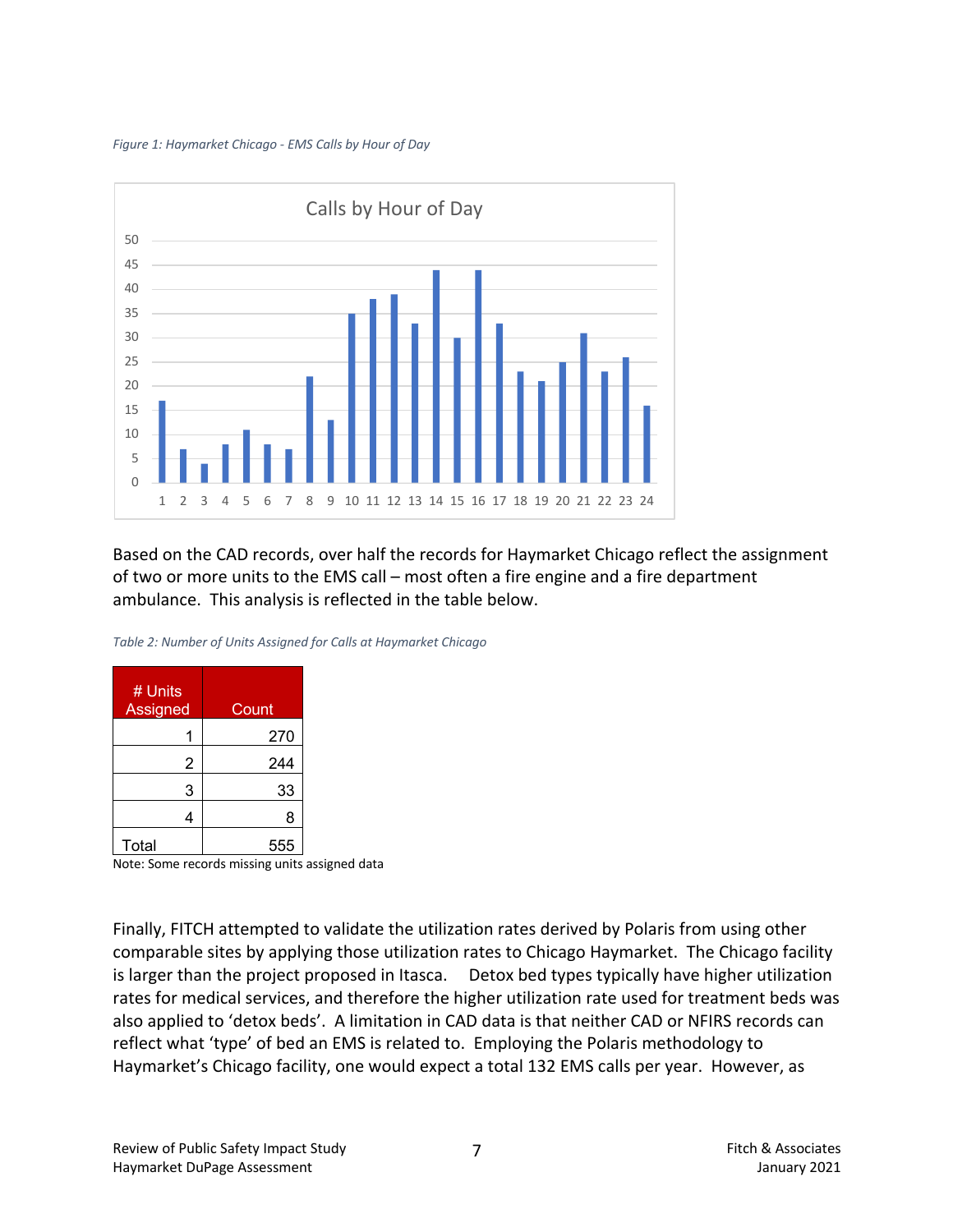*Figure 1: Haymarket Chicago - EMS Calls by Hour of Day*

Based on the CAD records, over half the records for Haymarket Chicago reflect the assignment of two or more units to the EMS call – most often a fire engine and a fire department ambulance. This analysis is reflected in the table below.

*Table 2: Number of Units Assigned for Calls at Haymarket Chicago*

| # Units Assigned | Count |
|---|---|
| 1 | 270 |
| 2 | 244 |
| 3 | 33 |
| 4 | 8 |
| Total | 555 |

Note: Some records missing units assigned data

Finally, FITCH attempted to validate the utilization rates derived by Polaris from using other comparable sites by applying those utilization rates to Chicago Haymarket. The Chicago facility is larger than the project proposed in Itasca. Detox bed types typically have higher utilization rates for medical services, and therefore the higher utilization rate used for treatment beds was also applied to 'detox beds'. A limitation in CAD data is that neither CAD or NFIRS records can reflect what 'type' of bed an EMS is related to. Employing the Polaris methodology to Haymarket's Chicago facility, one would expect a total 132 EMS calls per year. However, as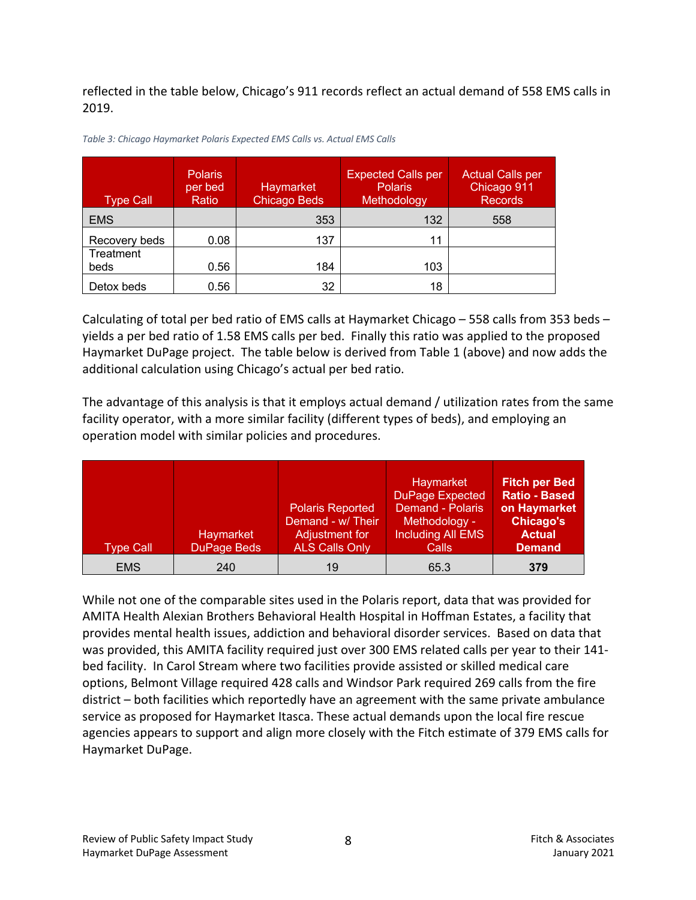reflected in the table below, Chicago's 911 records reflect an actual demand of 558 EMS calls in 2019.

*Table 3: Chicago Haymarket Polaris Expected EMS Calls vs. Actual EMS Calls*

| Type Call | Polaris per bed Ratio | Haymarket Chicago Beds | Expected Calls per Polaris Methodology | Actual Calls per Chicago 911 Records |
|---|---|---|---|---|
| EMS | | 353 | 132 | 558 |
| Recovery beds | 0.08 | 137 | 11 | |
| Treatment beds | 0.56 | 184 | 103 | |
| Detox beds | 0.56 | 32 | 18 | |

Calculating of total per bed ratio of EMS calls at Haymarket Chicago – 558 calls from 353 beds – yields a per bed ratio of 1.58 EMS calls per bed. Finally this ratio was applied to the proposed Haymarket DuPage project. The table below is derived from Table 1 (above) and now adds the additional calculation using Chicago's actual per bed ratio.

The advantage of this analysis is that it employs actual demand / utilization rates from the same facility operator, with a more similar facility (different types of beds), and employing an operation model with similar policies and procedures.

| Type Call | Haymarket DuPage Beds | Polaris Reported Demand - w/ Their Adjustment for ALS Calls Only | Haymarket DuPage Expected Demand - Polaris Methodology - Including All EMS Calls | **Fitch per Bed Ratio - Based on Haymarket Chicago's Actual Demand** |
|---|---|---|---|---|
| EMS | 240 | 19 | 65.3 | **379** |

While not one of the comparable sites used in the Polaris report, data that was provided for AMITA Health Alexian Brothers Behavioral Health Hospital in Hoffman Estates, a facility that provides mental health issues, addiction and behavioral disorder services. Based on data that was provided, this AMITA facility required just over 300 EMS related calls per year to their 141-bed facility. In Carol Stream where two facilities provide assisted or skilled medical care options, Belmont Village required 428 calls and Windsor Park required 269 calls from the fire district – both facilities which reportedly have an agreement with the same private ambulance service as proposed for Haymarket Itasca. These actual demands upon the local fire rescue agencies appears to support and align more closely with the Fitch estimate of 379 EMS calls for Haymarket DuPage.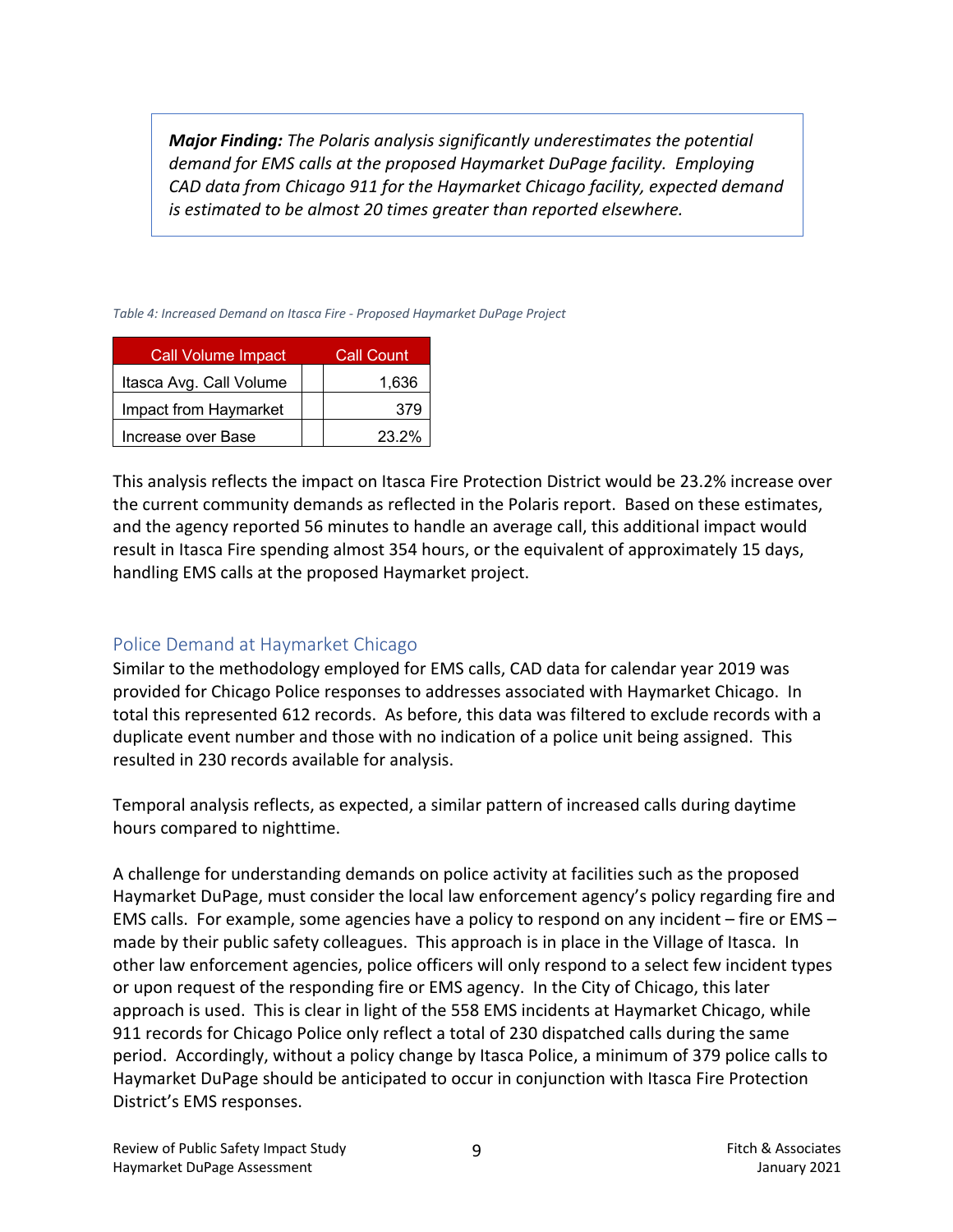> ***Major Finding:*** *The Polaris analysis significantly underestimates the potential demand for EMS calls at the proposed Haymarket DuPage facility. Employing CAD data from Chicago 911 for the Haymarket Chicago facility, expected demand is estimated to be almost 20 times greater than reported elsewhere.*

*Table 4: Increased Demand on Itasca Fire - Proposed Haymarket DuPage Project*

| Call Volume Impact | | Call Count |
|---|---|---|
| Itasca Avg. Call Volume | | 1,636 |
| Impact from Haymarket | | 379 |
| Increase over Base | | 23.2% |

This analysis reflects the impact on Itasca Fire Protection District would be 23.2% increase over the current community demands as reflected in the Polaris report. Based on these estimates, and the agency reported 56 minutes to handle an average call, this additional impact would result in Itasca Fire spending almost 354 hours, or the equivalent of approximately 15 days, handling EMS calls at the proposed Haymarket project.

## Police Demand at Haymarket Chicago

Similar to the methodology employed for EMS calls, CAD data for calendar year 2019 was provided for Chicago Police responses to addresses associated with Haymarket Chicago. In total this represented 612 records. As before, this data was filtered to exclude records with a duplicate event number and those with no indication of a police unit being assigned. This resulted in 230 records available for analysis.

Temporal analysis reflects, as expected, a similar pattern of increased calls during daytime hours compared to nighttime.

A challenge for understanding demands on police activity at facilities such as the proposed Haymarket DuPage, must consider the local law enforcement agency's policy regarding fire and EMS calls. For example, some agencies have a policy to respond on any incident – fire or EMS – made by their public safety colleagues. This approach is in place in the Village of Itasca. In other law enforcement agencies, police officers will only respond to a select few incident types or upon request of the responding fire or EMS agency. In the City of Chicago, this later approach is used. This is clear in light of the 558 EMS incidents at Haymarket Chicago, while 911 records for Chicago Police only reflect a total of 230 dispatched calls during the same period. Accordingly, without a policy change by Itasca Police, a minimum of 379 police calls to Haymarket DuPage should be anticipated to occur in conjunction with Itasca Fire Protection District's EMS responses.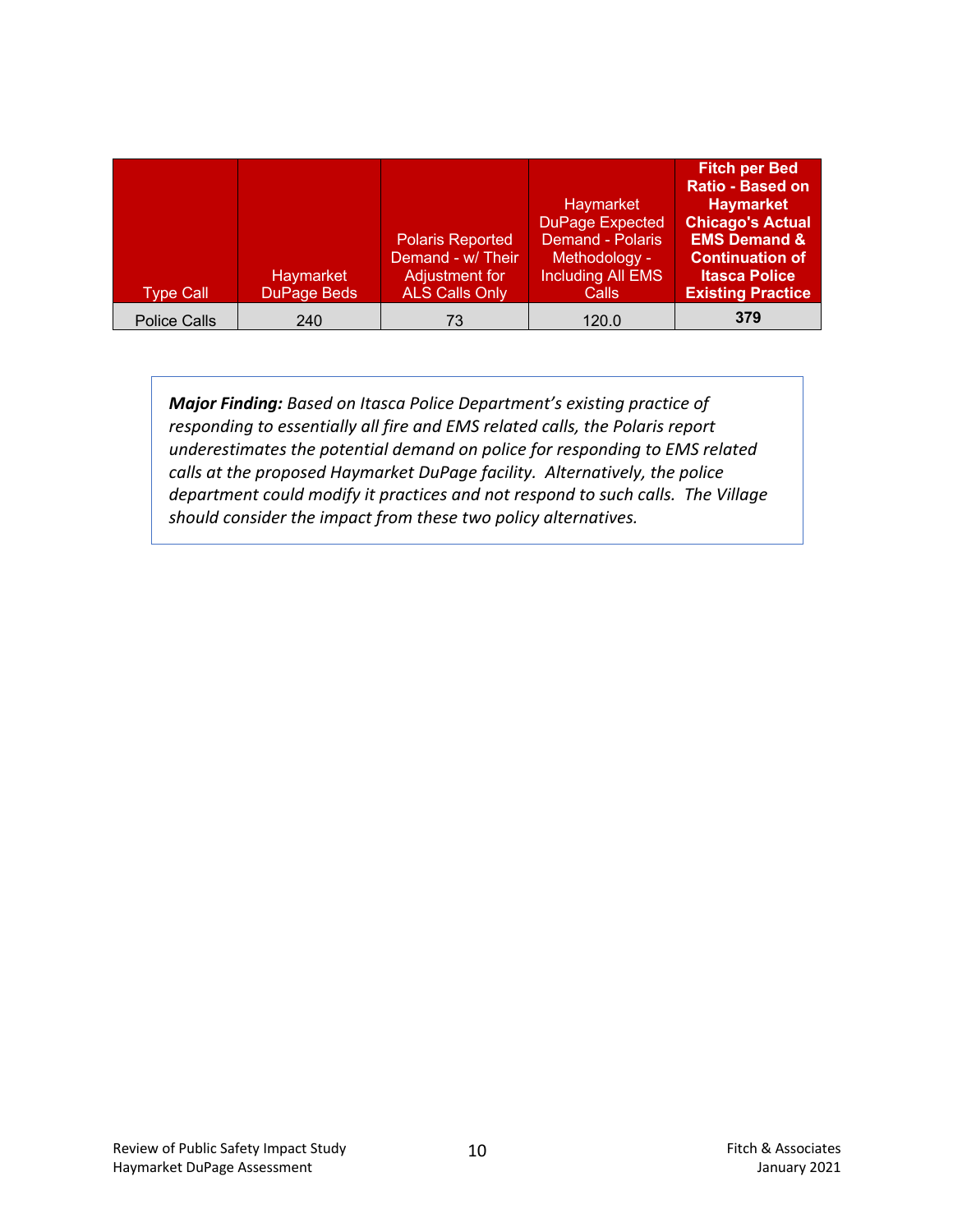| Type Call | Haymarket DuPage Beds | Polaris Reported Demand - w/ Their Adjustment for ALS Calls Only | Haymarket DuPage Expected Demand - Polaris Methodology - Including All EMS Calls | **Fitch per Bed Ratio - Based on Haymarket Chicago's Actual EMS Demand & Continuation of Itasca Police Existing Practice** |
|---|---|---|---|---|
| Police Calls | 240 | 73 | 120.0 | **379** |

***Major Finding:*** *Based on Itasca Police Department's existing practice of responding to essentially all fire and EMS related calls, the Polaris report underestimates the potential demand on police for responding to EMS related calls at the proposed Haymarket DuPage facility. Alternatively, the police department could modify it practices and not respond to such calls. The Village should consider the impact from these two policy alternatives.*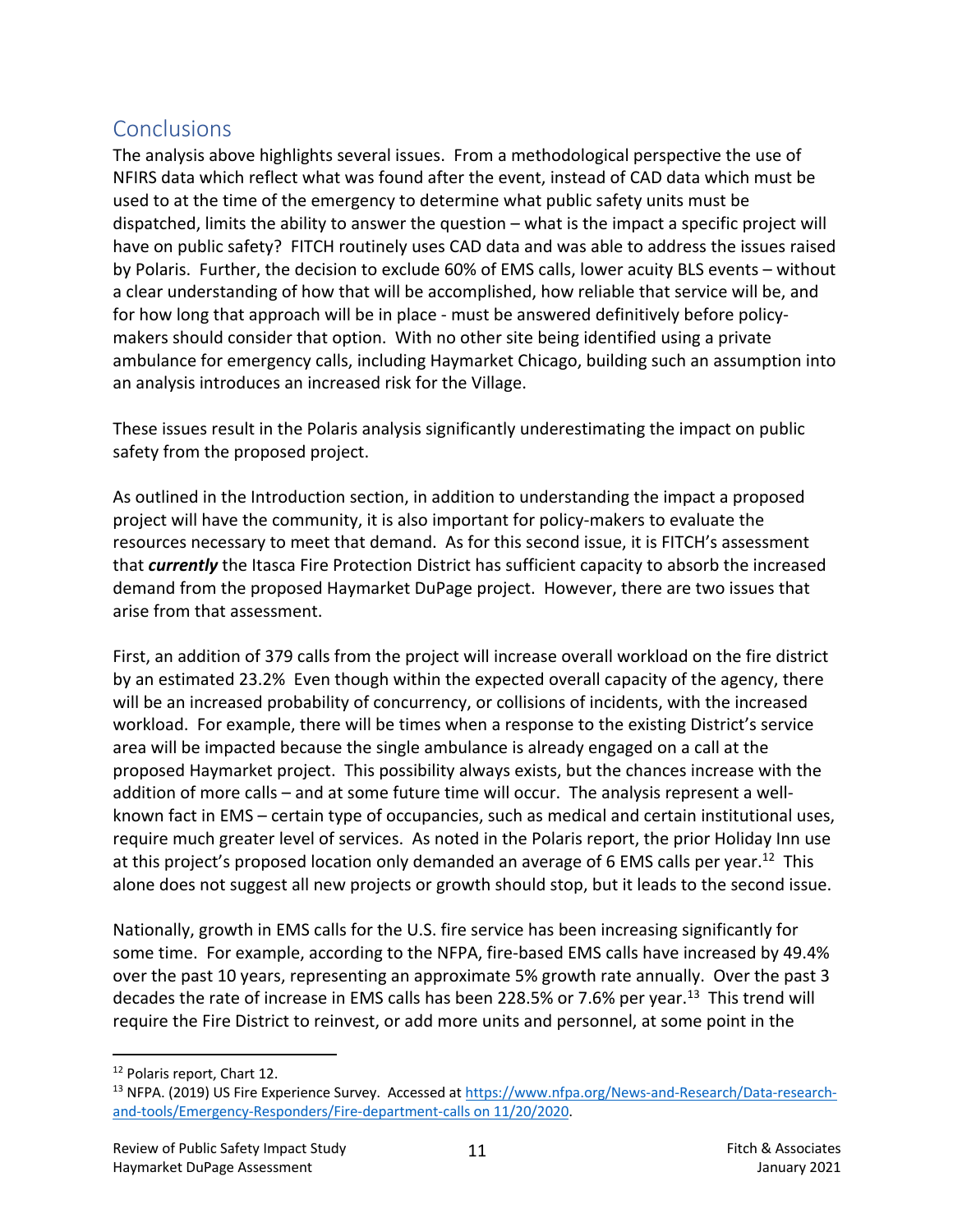## Conclusions

The analysis above highlights several issues. From a methodological perspective the use of NFIRS data which reflect what was found after the event, instead of CAD data which must be used to at the time of the emergency to determine what public safety units must be dispatched, limits the ability to answer the question – what is the impact a specific project will have on public safety? FITCH routinely uses CAD data and was able to address the issues raised by Polaris. Further, the decision to exclude 60% of EMS calls, lower acuity BLS events – without a clear understanding of how that will be accomplished, how reliable that service will be, and for how long that approach will be in place - must be answered definitively before policy-makers should consider that option. With no other site being identified using a private ambulance for emergency calls, including Haymarket Chicago, building such an assumption into an analysis introduces an increased risk for the Village.

These issues result in the Polaris analysis significantly underestimating the impact on public safety from the proposed project.

As outlined in the Introduction section, in addition to understanding the impact a proposed project will have the community, it is also important for policy-makers to evaluate the resources necessary to meet that demand. As for this second issue, it is FITCH's assessment that ***currently*** the Itasca Fire Protection District has sufficient capacity to absorb the increased demand from the proposed Haymarket DuPage project. However, there are two issues that arise from that assessment.

First, an addition of 379 calls from the project will increase overall workload on the fire district by an estimated 23.2% Even though within the expected overall capacity of the agency, there will be an increased probability of concurrency, or collisions of incidents, with the increased workload. For example, there will be times when a response to the existing District's service area will be impacted because the single ambulance is already engaged on a call at the proposed Haymarket project. This possibility always exists, but the chances increase with the addition of more calls – and at some future time will occur. The analysis represent a well-known fact in EMS – certain type of occupancies, such as medical and certain institutional uses, require much greater level of services. As noted in the Polaris report, the prior Holiday Inn use at this project's proposed location only demanded an average of 6 EMS calls per year.[12] This alone does not suggest all new projects or growth should stop, but it leads to the second issue.

Nationally, growth in EMS calls for the U.S. fire service has been increasing significantly for some time. For example, according to the NFPA, fire-based EMS calls have increased by 49.4% over the past 10 years, representing an approximate 5% growth rate annually. Over the past 3 decades the rate of increase in EMS calls has been 228.5% or 7.6% per year.[13] This trend will require the Fire District to reinvest, or add more units and personnel, at some point in the

---

[12] Polaris report, Chart 12.

[13] NFPA. (2019) US Fire Experience Survey. Accessed at https://www.nfpa.org/News-and-Research/Data-research-and-tools/Emergency-Responders/Fire-department-calls on 11/20/2020.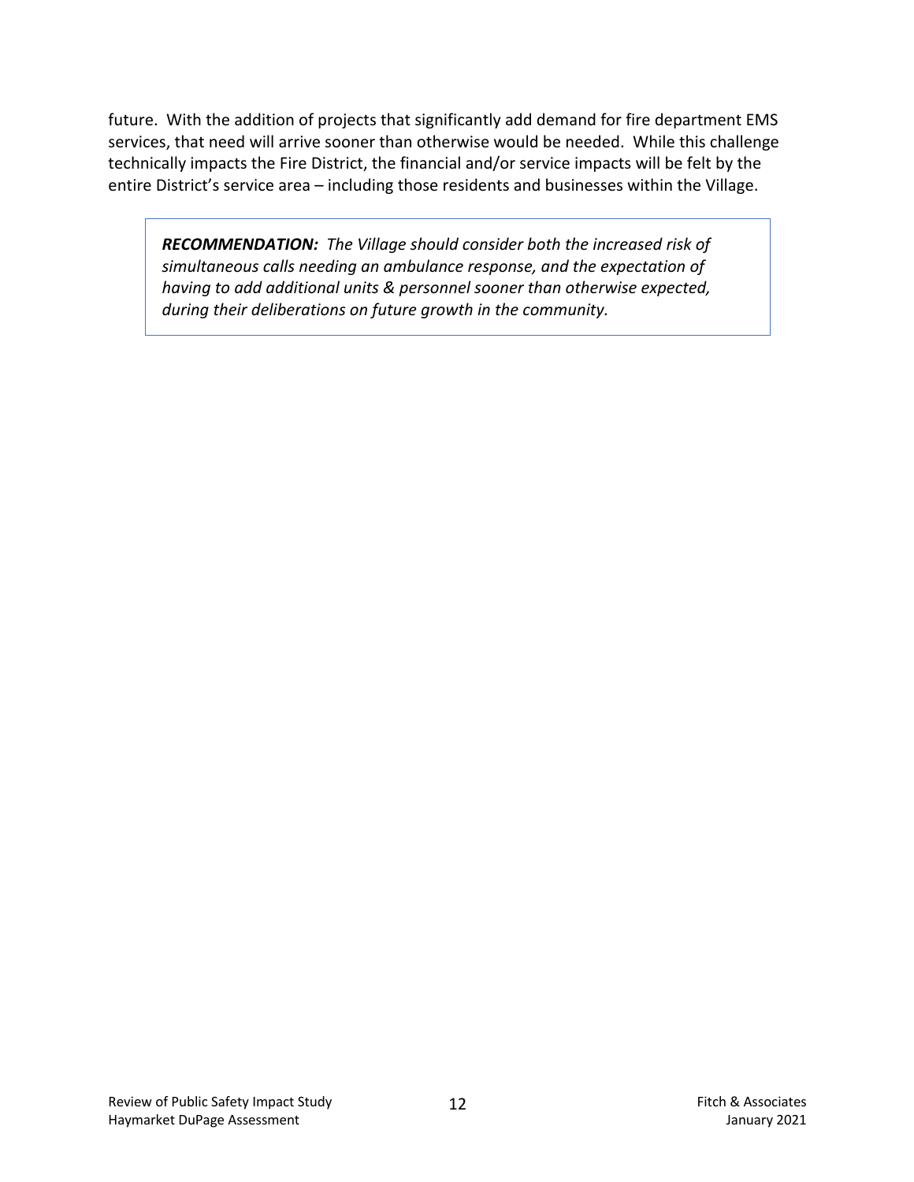future. With the addition of projects that significantly add demand for fire department EMS services, that need will arrive sooner than otherwise would be needed. While this challenge technically impacts the Fire District, the financial and/or service impacts will be felt by the entire District's service area – including those residents and businesses within the Village.

> ***RECOMMENDATION:*** *The Village should consider both the increased risk of simultaneous calls needing an ambulance response, and the expectation of having to add additional units & personnel sooner than otherwise expected, during their deliberations on future growth in the community.*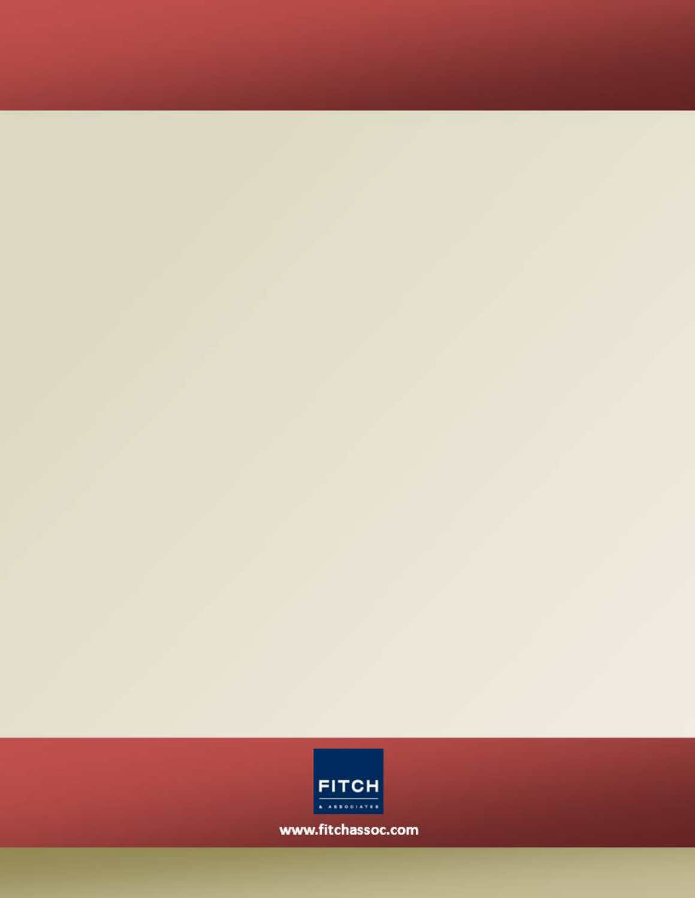FITCH

& ASSOCIATES

www.fitchassoc.com